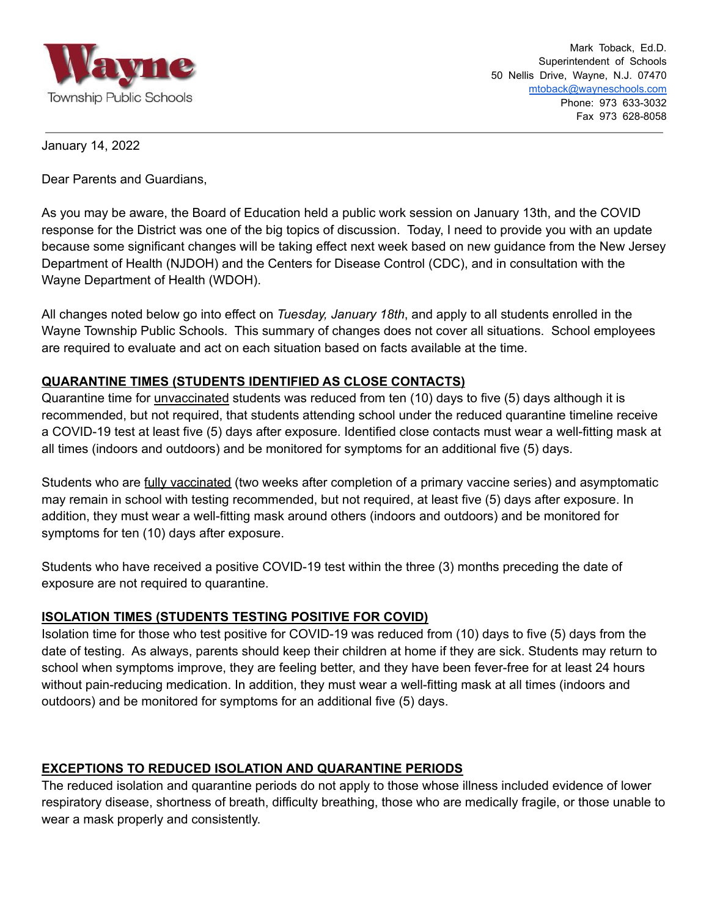**Wayne Township Public Schools**

Mark Toback, Ed.D.
Superintendent of Schools
50 Nellis Drive, Wayne, N.J. 07470
mtoback@wayneschools.com
Phone: 973 633-3032
Fax 973 628-8058

---

January 14, 2022

Dear Parents and Guardians,

As you may be aware, the Board of Education held a public work session on January 13th, and the COVID response for the District was one of the big topics of discussion. Today, I need to provide you with an update because some significant changes will be taking effect next week based on new guidance from the New Jersey Department of Health (NJDOH) and the Centers for Disease Control (CDC), and in consultation with the Wayne Department of Health (WDOH).

All changes noted below go into effect on *Tuesday, January 18th*, and apply to all students enrolled in the Wayne Township Public Schools. This summary of changes does not cover all situations. School employees are required to evaluate and act on each situation based on facts available at the time.

**QUARANTINE TIMES (STUDENTS IDENTIFIED AS CLOSE CONTACTS)**

Quarantine time for unvaccinated students was reduced from ten (10) days to five (5) days although it is recommended, but not required, that students attending school under the reduced quarantine timeline receive a COVID-19 test at least five (5) days after exposure. Identified close contacts must wear a well-fitting mask at all times (indoors and outdoors) and be monitored for symptoms for an additional five (5) days.

Students who are fully vaccinated (two weeks after completion of a primary vaccine series) and asymptomatic may remain in school with testing recommended, but not required, at least five (5) days after exposure. In addition, they must wear a well-fitting mask around others (indoors and outdoors) and be monitored for symptoms for ten (10) days after exposure.

Students who have received a positive COVID-19 test within the three (3) months preceding the date of exposure are not required to quarantine.

**ISOLATION TIMES (STUDENTS TESTING POSITIVE FOR COVID)**

Isolation time for those who test positive for COVID-19 was reduced from (10) days to five (5) days from the date of testing. As always, parents should keep their children at home if they are sick. Students may return to school when symptoms improve, they are feeling better, and they have been fever-free for at least 24 hours without pain-reducing medication. In addition, they must wear a well-fitting mask at all times (indoors and outdoors) and be monitored for symptoms for an additional five (5) days.

**EXCEPTIONS TO REDUCED ISOLATION AND QUARANTINE PERIODS**

The reduced isolation and quarantine periods do not apply to those whose illness included evidence of lower respiratory disease, shortness of breath, difficulty breathing, those who are medically fragile, or those unable to wear a mask properly and consistently.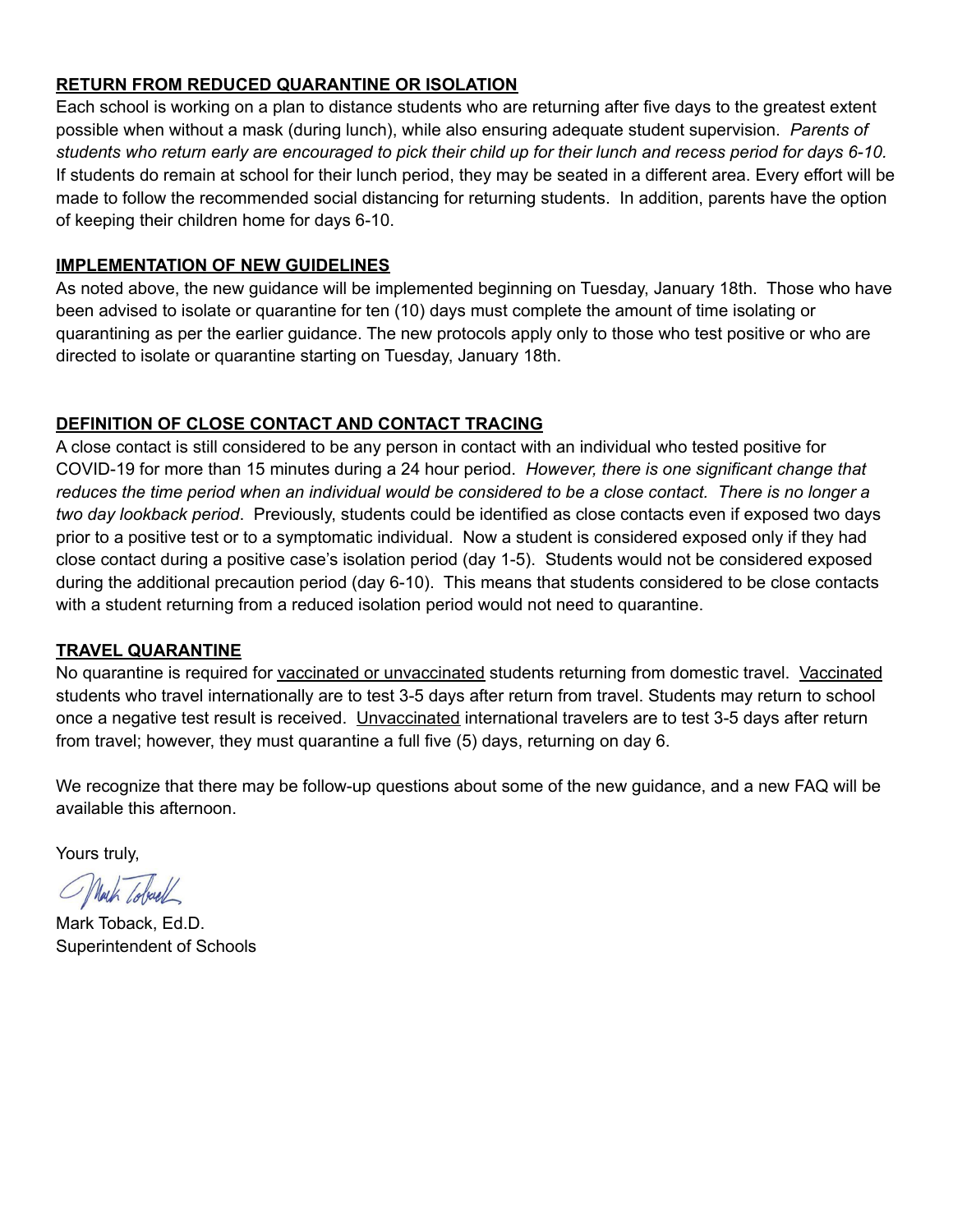**RETURN FROM REDUCED QUARANTINE OR ISOLATION**

Each school is working on a plan to distance students who are returning after five days to the greatest extent possible when without a mask (during lunch), while also ensuring adequate student supervision. *Parents of students who return early are encouraged to pick their child up for their lunch and recess period for days 6-10.* If students do remain at school for their lunch period, they may be seated in a different area. Every effort will be made to follow the recommended social distancing for returning students. In addition, parents have the option of keeping their children home for days 6-10.

**IMPLEMENTATION OF NEW GUIDELINES**

As noted above, the new guidance will be implemented beginning on Tuesday, January 18th. Those who have been advised to isolate or quarantine for ten (10) days must complete the amount of time isolating or quarantining as per the earlier guidance. The new protocols apply only to those who test positive or who are directed to isolate or quarantine starting on Tuesday, January 18th.

**DEFINITION OF CLOSE CONTACT AND CONTACT TRACING**

A close contact is still considered to be any person in contact with an individual who tested positive for COVID-19 for more than 15 minutes during a 24 hour period. *However, there is one significant change that reduces the time period when an individual would be considered to be a close contact. There is no longer a two day lookback period*. Previously, students could be identified as close contacts even if exposed two days prior to a positive test or to a symptomatic individual. Now a student is considered exposed only if they had close contact during a positive case's isolation period (day 1-5). Students would not be considered exposed during the additional precaution period (day 6-10). This means that students considered to be close contacts with a student returning from a reduced isolation period would not need to quarantine.

**TRAVEL QUARANTINE**

No quarantine is required for vaccinated or unvaccinated students returning from domestic travel. Vaccinated students who travel internationally are to test 3-5 days after return from travel. Students may return to school once a negative test result is received. Unvaccinated international travelers are to test 3-5 days after return from travel; however, they must quarantine a full five (5) days, returning on day 6.

We recognize that there may be follow-up questions about some of the new guidance, and a new FAQ will be available this afternoon.

Yours truly,

Mark Toback, Ed.D.
Superintendent of Schools